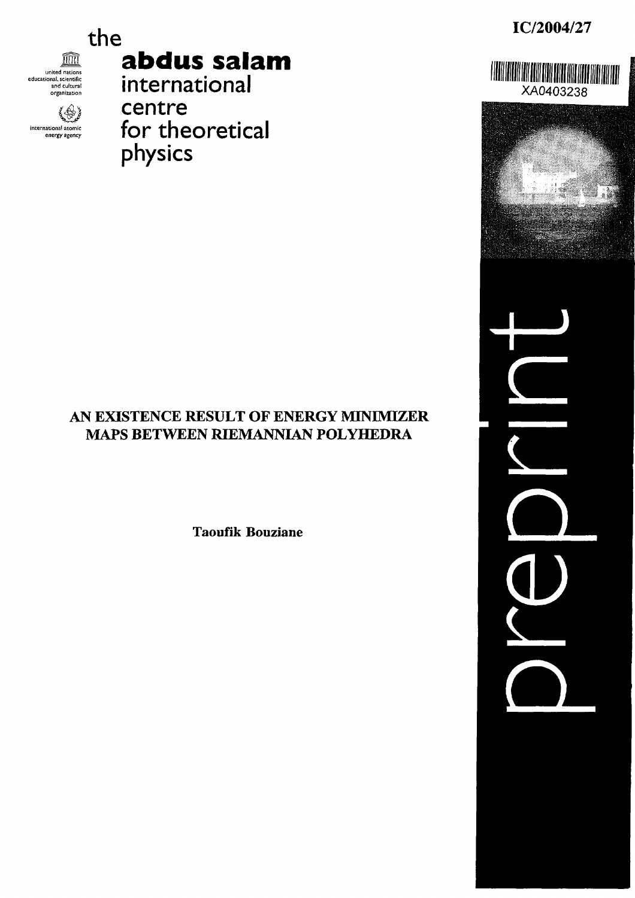IC/2004/27

XA0403238

the

**abdus salam**
international
centre
for theoretical
physics

united nations educational, scientific and cultural organization

international atomic energy agency

# AN EXISTENCE RESULT OF ENERGY MINIMIZER MAPS BETWEEN RIEMANNIAN POLYHEDRA

**Taoufik Bouziane**

preprint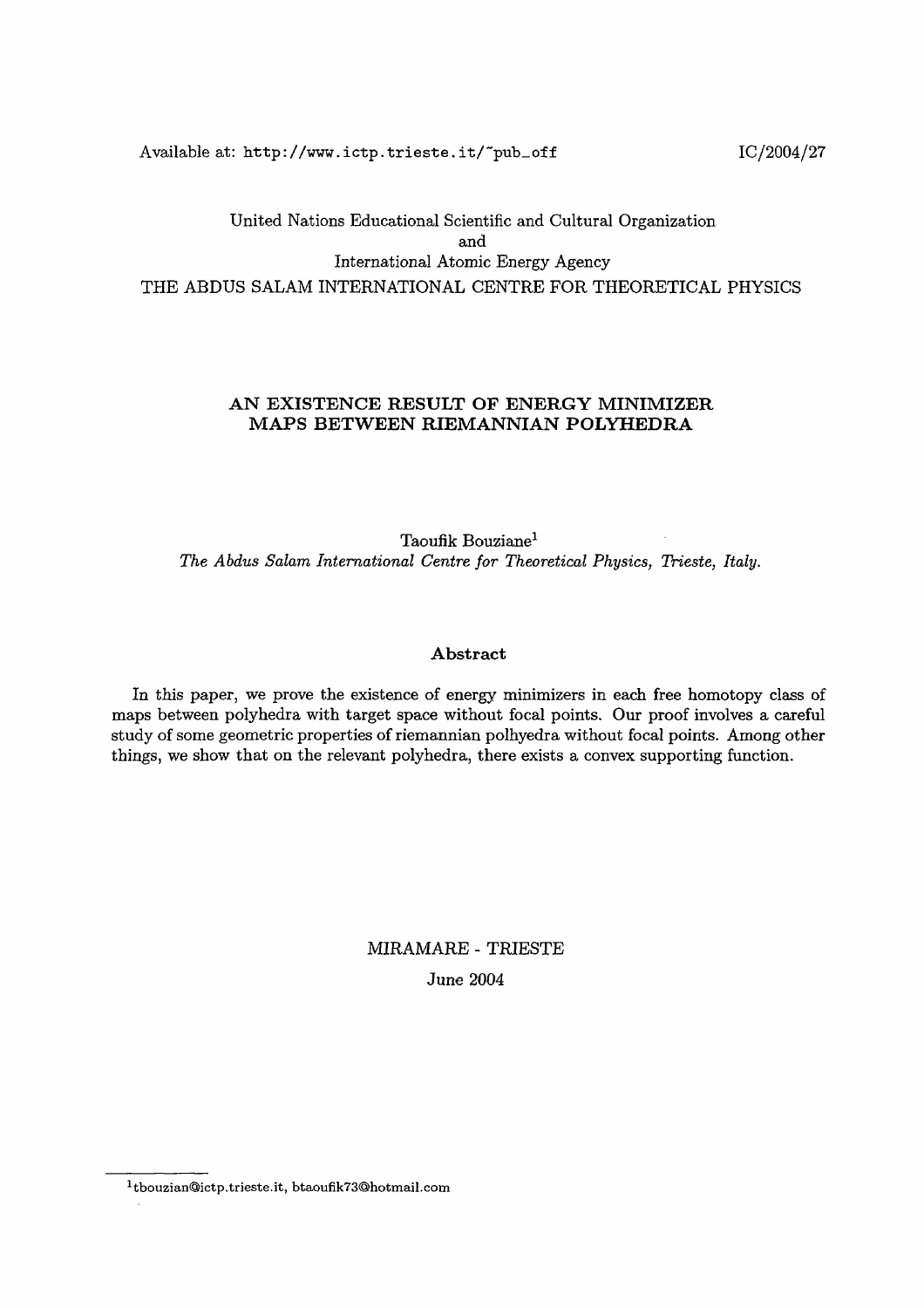Available at: http://www.ictp.trieste.it/~pub_off

IC/2004/27

United Nations Educational Scientific and Cultural Organization
and
International Atomic Energy Agency
THE ABDUS SALAM INTERNATIONAL CENTRE FOR THEORETICAL PHYSICS

# AN EXISTENCE RESULT OF ENERGY MINIMIZER MAPS BETWEEN RIEMANNIAN POLYHEDRA

Taoufik Bouziane[1]
*The Abdus Salam International Centre for Theoretical Physics, Trieste, Italy.*

## Abstract

In this paper, we prove the existence of energy minimizers in each free homotopy class of maps between polyhedra with target space without focal points. Our proof involves a careful study of some geometric properties of riemannian polhyedra without focal points. Among other things, we show that on the relevant polyhedra, there exists a convex supporting function.

MIRAMARE - TRIESTE
June 2004

[1] tbouzian@ictp.trieste.it, btaoufik73@hotmail.com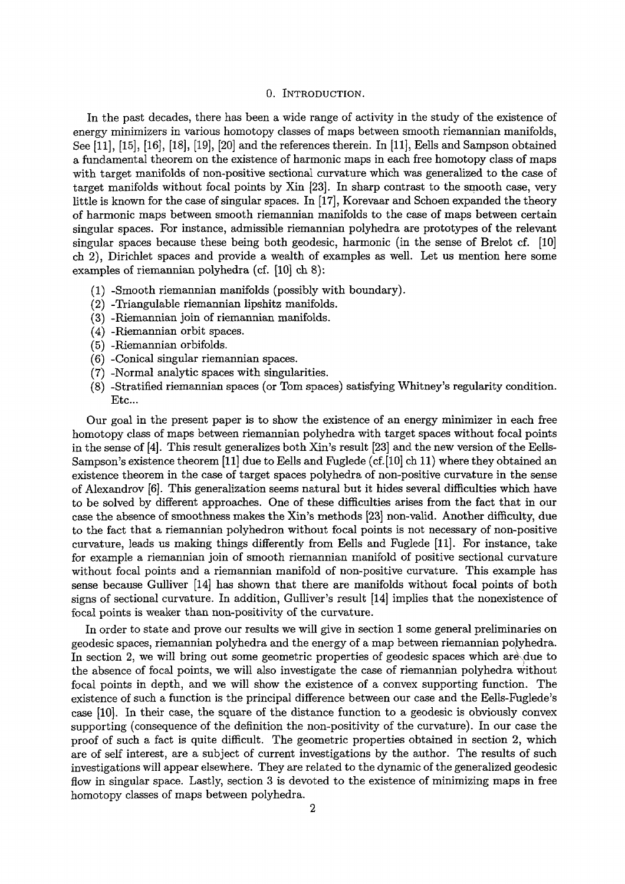# 0. Introduction.

In the past decades, there has been a wide range of activity in the study of the existence of energy minimizers in various homotopy classes of maps between smooth riemannian manifolds, See [11], [15], [16], [18], [19], [20] and the references therein. In [11], Eells and Sampson obtained a fundamental theorem on the existence of harmonic maps in each free homotopy class of maps with target manifolds of non-positive sectional curvature which was generalized to the case of target manifolds without focal points by Xin [23]. In sharp contrast to the smooth case, very little is known for the case of singular spaces. In [17], Korevaar and Schoen expanded the theory of harmonic maps between smooth riemannian manifolds to the case of maps between certain singular spaces. For instance, admissible riemannian polyhedra are prototypes of the relevant singular spaces because these being both geodesic, harmonic (in the sense of Brelot cf. [10] ch 2), Dirichlet spaces and provide a wealth of examples as well. Let us mention here some examples of riemannian polyhedra (cf. [10] ch 8):

(1) -Smooth riemannian manifolds (possibly with boundary).
(2) -Triangulable riemannian lipshitz manifolds.
(3) -Riemannian join of riemannian manifolds.
(4) -Riemannian orbit spaces.
(5) -Riemannian orbifolds.
(6) -Conical singular riemannian spaces.
(7) -Normal analytic spaces with singularities.
(8) -Stratified riemannian spaces (or Tom spaces) satisfying Whitney's regularity condition. Etc...

Our goal in the present paper is to show the existence of an energy minimizer in each free homotopy class of maps between riemannian polyhedra with target spaces without focal points in the sense of [4]. This result generalizes both Xin's result [23] and the new version of the Eells-Sampson's existence theorem [11] due to Eells and Fuglede (cf.[10] ch 11) where they obtained an existence theorem in the case of target spaces polyhedra of non-positive curvature in the sense of Alexandrov [6]. This generalization seems natural but it hides several difficulties which have to be solved by different approaches. One of these difficulties arises from the fact that in our case the absence of smoothness makes the Xin's methods [23] non-valid. Another difficulty, due to the fact that a riemannian polyhedron without focal points is not necessary of non-positive curvature, leads us making things differently from Eells and Fuglede [11]. For instance, take for example a riemannian join of smooth riemannian manifold of positive sectional curvature without focal points and a riemannian manifold of non-positive curvature. This example has sense because Gulliver [14] has shown that there are manifolds without focal points of both signs of sectional curvature. In addition, Gulliver's result [14] implies that the nonexistence of focal points is weaker than non-positivity of the curvature.

In order to state and prove our results we will give in section 1 some general preliminaries on geodesic spaces, riemannian polyhedra and the energy of a map between riemannian polyhedra. In section 2, we will bring out some geometric properties of geodesic spaces which are due to the absence of focal points, we will also investigate the case of riemannian polyhedra without focal points in depth, and we will show the existence of a convex supporting function. The existence of such a function is the principal difference between our case and the Eells-Fuglede's case [10]. In their case, the square of the distance function to a geodesic is obviously convex supporting (consequence of the definition the non-positivity of the curvature). In our case the proof of such a fact is quite difficult. The geometric properties obtained in section 2, which are of self interest, are a subject of current investigations by the author. The results of such investigations will appear elsewhere. They are related to the dynamic of the generalized geodesic flow in singular space. Lastly, section 3 is devoted to the existence of minimizing maps in free homotopy classes of maps between polyhedra.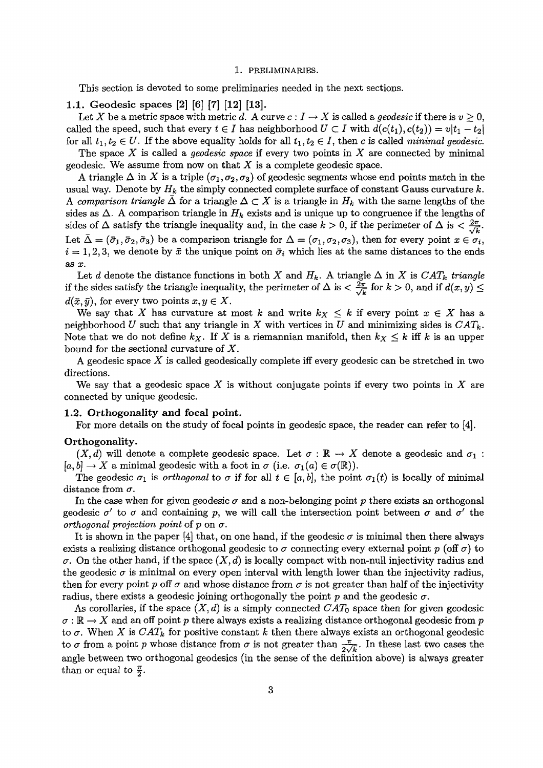## 1. PRELIMINARIES.

This section is devoted to some preliminaries needed in the next sections.

### 1.1. Geodesic spaces [2] [6] [7] [12] [13].

Let $X$ be a metric space with metric $d$. A curve $c : I \to X$ is called a *geodesic* if there is $v \geq 0$, called the speed, such that every $t \in I$ has neighborhood $U \subset I$ with $d(c(t_1), c(t_2)) = v|t_1 - t_2|$ for all $t_1, t_2 \in U$. If the above equality holds for all $t_1, t_2 \in I$, then $c$ is called *minimal geodesic*.

The space $X$ is called a *geodesic space* if every two points in $X$ are connected by minimal geodesic. We assume from now on that $X$ is a complete geodesic space.

A triangle $\Delta$ in $X$ is a triple $(\sigma_1, \sigma_2, \sigma_3)$ of geodesic segments whose end points match in the usual way. Denote by $H_k$ the simply connected complete surface of constant Gauss curvature $k$. A *comparison triangle* $\bar{\Delta}$ for a triangle $\Delta \subset X$ is a triangle in $H_k$ with the same lengths of the sides as $\Delta$. A comparison triangle in $H_k$ exists and is unique up to congruence if the lengths of sides of $\Delta$ satisfy the triangle inequality and, in the case $k > 0$, if the perimeter of $\Delta$ is $< \frac{2\pi}{\sqrt{k}}$. Let $\bar{\Delta} = (\bar{\sigma}_1, \bar{\sigma}_2, \bar{\sigma}_3)$ be a comparison triangle for $\Delta = (\sigma_1, \sigma_2, \sigma_3)$, then for every point $x \in \sigma_i$, $i = 1, 2, 3$, we denote by $\bar{x}$ the unique point on $\bar{\sigma}_i$ which lies at the same distances to the ends as $x$.

Let $d$ denote the distance functions in both $X$ and $H_k$. A triangle $\Delta$ in $X$ is $CAT_k$ *triangle* if the sides satisfy the triangle inequality, the perimeter of $\Delta$ is $< \frac{2\pi}{\sqrt{k}}$ for $k > 0$, and if $d(x, y) \leq d(\bar{x}, \bar{y})$, for every two points $x, y \in X$.

We say that $X$ has curvature at most $k$ and write $k_X \leq k$ if every point $x \in X$ has a neighborhood $U$ such that any triangle in $X$ with vertices in $U$ and minimizing sides is $CAT_k$. Note that we do not define $k_X$. If $X$ is a riemannian manifold, then $k_X \leq k$ iff $k$ is an upper bound for the sectional curvature of $X$.

A geodesic space $X$ is called geodesically complete iff every geodesic can be stretched in two directions.

We say that a geodesic space $X$ is without conjugate points if every two points in $X$ are connected by unique geodesic.

### 1.2. Orthogonality and focal point.

For more details on the study of focal points in geodesic space, the reader can refer to [4].

**Orthogonality.**

$(X, d)$ will denote a complete geodesic space. Let $\sigma : \mathbb{R} \to X$ denote a geodesic and $\sigma_1 : [a, b] \to X$ a minimal geodesic with a foot in $\sigma$ (i.e. $\sigma_1(a) \in \sigma(\mathbb{R})$).

The geodesic $\sigma_1$ is *orthogonal* to $\sigma$ if for all $t \in [a, b]$, the point $\sigma_1(t)$ is locally of minimal distance from $\sigma$.

In the case when for given geodesic $\sigma$ and a non-belonging point $p$ there exists an orthogonal geodesic $\sigma'$ to $\sigma$ and containing $p$, we will call the intersection point between $\sigma$ and $\sigma'$ the *orthogonal projection point* of $p$ on $\sigma$.

It is shown in the paper [4] that, on one hand, if the geodesic $\sigma$ is minimal then there always exists a realizing distance orthogonal geodesic to $\sigma$ connecting every external point $p$ (off $\sigma$) to $\sigma$. On the other hand, if the space $(X, d)$ is locally compact with non-null injectivity radius and the geodesic $\sigma$ is minimal on every open interval with length lower than the injectivity radius, then for every point $p$ off $\sigma$ and whose distance from $\sigma$ is not greater than half of the injectivity radius, there exists a geodesic joining orthogonally the point $p$ and the geodesic $\sigma$.

As corollaries, if the space $(X, d)$ is a simply connected $CAT_0$ space then for given geodesic $\sigma : \mathbb{R} \to X$ and an off point $p$ there always exists a realizing distance orthogonal geodesic from $p$ to $\sigma$. When $X$ is $CAT_k$ for positive constant $k$ then there always exists an orthogonal geodesic to $\sigma$ from a point $p$ whose distance from $\sigma$ is not greater than $\frac{\pi}{2\sqrt{k}}$. In these last two cases the angle between two orthogonal geodesics (in the sense of the definition above) is always greater than or equal to $\frac{\pi}{2}$.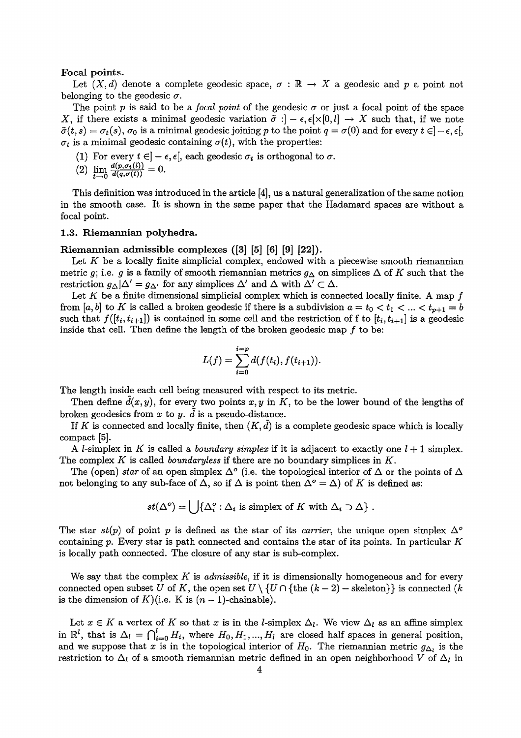**Focal points.**

Let $(X, d)$ denote a complete geodesic space, $\sigma : \mathbb{R} \to X$ a geodesic and $p$ a point not belonging to the geodesic $\sigma$.

The point $p$ is said to be a *focal point* of the geodesic $\sigma$ or just a focal point of the space $X$, if there exists a minimal geodesic variation $\tilde{\sigma} : ]-\epsilon, \epsilon[ \times [0, l] \to X$ such that, if we note $\tilde{\sigma}(t, s) = \sigma_t(s)$, $\sigma_0$ is a minimal geodesic joining $p$ to the point $q = \sigma(0)$ and for every $t \in ]-\epsilon, \epsilon[$, $\sigma_t$ is a minimal geodesic containing $\sigma(t)$, with the properties:

(1) For every $t \in ]-\epsilon, \epsilon[$, each geodesic $\sigma_t$ is orthogonal to $\sigma$.
(2) $\lim_{t \to 0} \frac{d(p, \sigma_t(l))}{d(q, \sigma(t))} = 0$.

This definition was introduced in the article [4], us a natural generalization of the same notion in the smooth case. It is shown in the same paper that the Hadamard spaces are without a focal point.

### 1.3. Riemannian polyhedra.

**Riemannian admissible complexes ([3] [5] [6] [9] [22]).**

Let $K$ be a locally finite simplicial complex, endowed with a piecewise smooth riemannian metric $g$; i.e. $g$ is a family of smooth riemannian metrics $g_\Delta$ on simplices $\Delta$ of $K$ such that the restriction $g_\Delta|\Delta' = g_{\Delta'}$ for any simplices $\Delta'$ and $\Delta$ with $\Delta' \subset \Delta$.

Let $K$ be a finite dimensional simplicial complex which is connected locally finite. A map $f$ from $[a, b]$ to $K$ is called a broken geodesic if there is a subdivision $a = t_0 < t_1 < ... < t_{p+1} = b$ such that $f([t_i, t_{i+1}])$ is contained in some cell and the restriction of f to $[t_i, t_{i+1}]$ is a geodesic inside that cell. Then define the length of the broken geodesic map $f$ to be:

$$L(f) = \sum_{i=0}^{i=p} d(f(t_i), f(t_{i+1})).$$

The length inside each cell being measured with respect to its metric.

Then define $\tilde{d}(x, y)$, for every two points $x, y$ in $K$, to be the lower bound of the lengths of broken geodesics from $x$ to $y$. $\tilde{d}$ is a pseudo-distance.

If $K$ is connected and locally finite, then $(K, \tilde{d})$ is a complete geodesic space which is locally compact [5].

A $l$-simplex in $K$ is called a *boundary simplex* if it is adjacent to exactly one $l+1$ simplex. The complex $K$ is called *boundaryless* if there are no boundary simplices in $K$.

The (open) *star* of an open simplex $\Delta^o$ (i.e. the topological interior of $\Delta$ or the points of $\Delta$ not belonging to any sub-face of $\Delta$, so if $\Delta$ is point then $\Delta^o = \Delta$) of $K$ is defined as:

$$st(\Delta^o) = \bigcup \{\Delta_i^o : \Delta_i \text{ is simplex of } K \text{ with } \Delta_i \supset \Delta\} .$$

The star $st(p)$ of point $p$ is defined as the star of its *carrier*, the unique open simplex $\Delta^o$ containing $p$. Every star is path connected and contains the star of its points. In particular $K$ is locally path connected. The closure of any star is sub-complex.

We say that the complex $K$ is *admissible*, if it is dimensionally homogeneous and for every connected open subset $U$ of $K$, the open set $U \setminus \{U \cap \{\text{the } (k-2)-\text{skeleton}\}\}$ is connected ($k$ is the dimension of $K$)(i.e. K is $(n-1)$-chainable).

Let $x \in K$ a vertex of $K$ so that $x$ is in the $l$-simplex $\Delta_l$. We view $\Delta_l$ as an affine simplex in $\mathbb{R}^l$, that is $\Delta_l = \bigcap_{i=0}^{l} H_i$, where $H_0, H_1, ..., H_l$ are closed half spaces in general position, and we suppose that $x$ is in the topological interior of $H_0$. The riemannian metric $g_{\Delta_l}$ is the restriction to $\Delta_l$ of a smooth riemannian metric defined in an open neighborhood $V$ of $\Delta_l$ in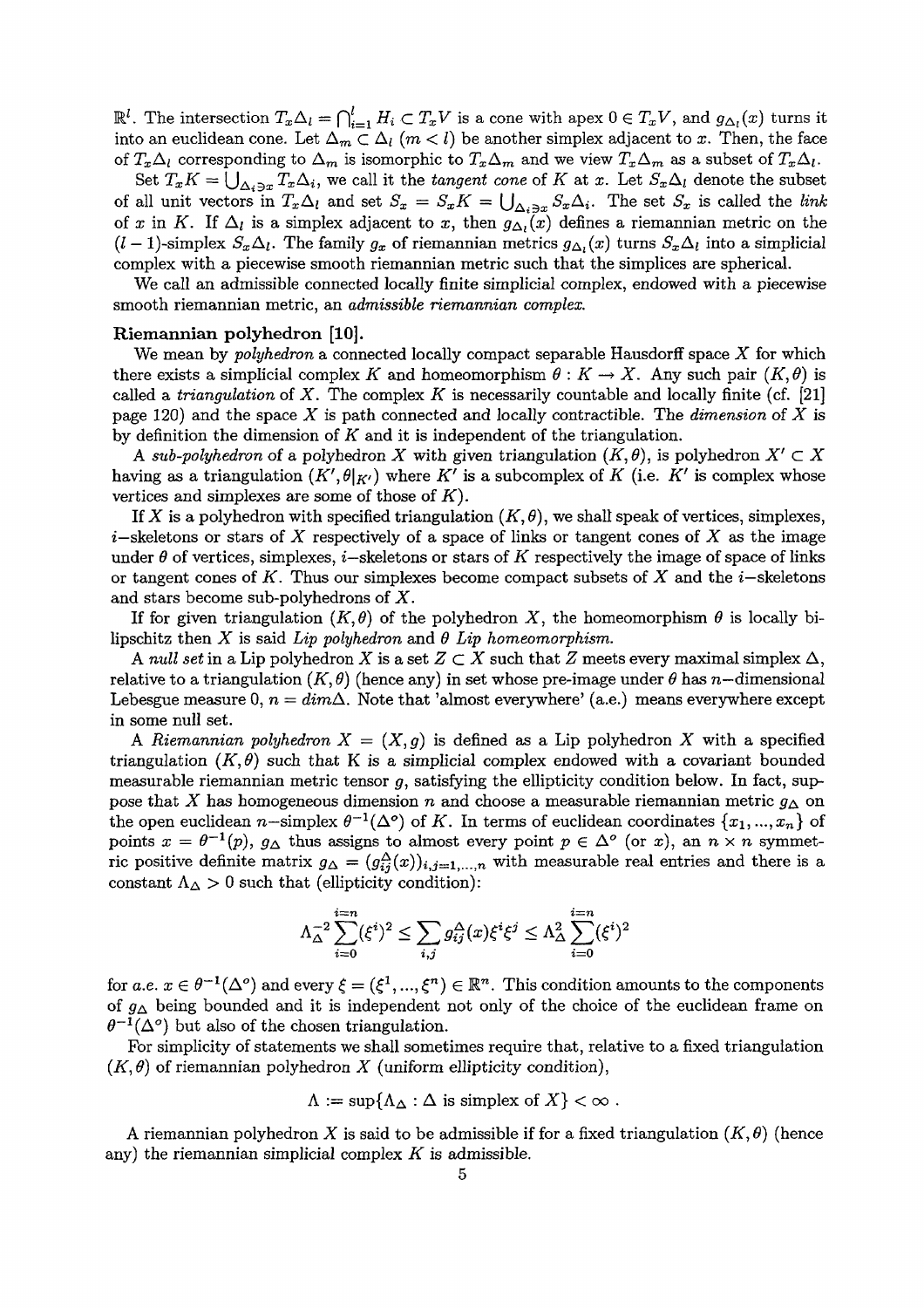$\mathbb{R}^l$. The intersection $T_x\Delta_l = \bigcap_{i=1}^{l} H_i \subset T_xV$ is a cone with apex $0 \in T_xV$, and $g_{\Delta_l}(x)$ turns it into an euclidean cone. Let $\Delta_m \subset \Delta_l$ $(m < l)$ be another simplex adjacent to $x$. Then, the face of $T_x\Delta_l$ corresponding to $\Delta_m$ is isomorphic to $T_x\Delta_m$ and we view $T_x\Delta_m$ as a subset of $T_x\Delta_l$.

Set $T_xK = \bigcup_{\Delta_i \ni x} T_x\Delta_i$, we call it the *tangent cone* of $K$ at $x$. Let $S_x\Delta_l$ denote the subset of all unit vectors in $T_x\Delta_l$ and set $S_x = S_xK = \bigcup_{\Delta_i \ni x} S_x\Delta_i$. The set $S_x$ is called the *link* of $x$ in $K$. If $\Delta_l$ is a simplex adjacent to $x$, then $g_{\Delta_l}(x)$ defines a riemannian metric on the $(l-1)$-simplex $S_x\Delta_l$. The family $g_x$ of riemannian metrics $g_{\Delta_l}(x)$ turns $S_x\Delta_l$ into a simplicial complex with a piecewise smooth riemannian metric such that the simplices are spherical.

We call an admissible connected locally finite simplicial complex, endowed with a piecewise smooth riemannian metric, an *admissible riemannian complex*.

**Riemannian polyhedron [10].**

We mean by *polyhedron* a connected locally compact separable Hausdorff space $X$ for which there exists a simplicial complex $K$ and homeomorphism $\theta : K \to X$. Any such pair $(K, \theta)$ is called a *triangulation* of $X$. The complex $K$ is necessarily countable and locally finite (cf. [21] page 120) and the space $X$ is path connected and locally contractible. The *dimension* of $X$ is by definition the dimension of $K$ and it is independent of the triangulation.

A *sub-polyhedron* of a polyhedron $X$ with given triangulation $(K, \theta)$, is polyhedron $X' \subset X$ having as a triangulation $(K', \theta|_{K'})$ where $K'$ is a subcomplex of $K$ (i.e. $K'$ is complex whose vertices and simplexes are some of those of $K$).

If $X$ is a polyhedron with specified triangulation $(K, \theta)$, we shall speak of vertices, simplexes, $i$–skeletons or stars of $X$ respectively of a space of links or tangent cones of $X$ as the image under $\theta$ of vertices, simplexes, $i$–skeletons or stars of $K$ respectively the image of space of links or tangent cones of $K$. Thus our simplexes become compact subsets of $X$ and the $i$–skeletons and stars become sub-polyhedrons of $X$.

If for given triangulation $(K, \theta)$ of the polyhedron $X$, the homeomorphism $\theta$ is locally bi-lipschitz then $X$ is said *Lip polyhedron* and $\theta$ *Lip homeomorphism*.

A *null set* in a Lip polyhedron $X$ is a set $Z \subset X$ such that $Z$ meets every maximal simplex $\Delta$, relative to a triangulation $(K, \theta)$ (hence any) in set whose pre-image under $\theta$ has $n$–dimensional Lebesgue measure 0, $n = dim\Delta$. Note that 'almost everywhere' (a.e.) means everywhere except in some null set.

A *Riemannian polyhedron* $X = (X, g)$ is defined as a Lip polyhedron $X$ with a specified triangulation $(K, \theta)$ such that K is a simplicial complex endowed with a covariant bounded measurable riemannian metric tensor $g$, satisfying the ellipticity condition below. In fact, suppose that $X$ has homogeneous dimension $n$ and choose a measurable riemannian metric $g_\Delta$ on the open euclidean $n$–simplex $\theta^{-1}(\Delta^o)$ of $K$. In terms of euclidean coordinates $\{x_1, ..., x_n\}$ of points $x = \theta^{-1}(p)$, $g_\Delta$ thus assigns to almost every point $p \in \Delta^o$ (or $x$), an $n \times n$ symmetric positive definite matrix $g_\Delta = (g_{ij}^\Delta(x))_{i,j=1,...,n}$ with measurable real entries and there is a constant $\Lambda_\Delta > 0$ such that (ellipticity condition):

$$\Lambda_\Delta^{-2} \sum_{i=0}^{i=n} (\xi^i)^2 \leq \sum_{i,j} g_{ij}^\Delta(x) \xi^i \xi^j \leq \Lambda_\Delta^2 \sum_{i=0}^{i=n} (\xi^i)^2$$

for *a.e.* $x \in \theta^{-1}(\Delta^o)$ and every $\xi = (\xi^1, ..., \xi^n) \in \mathbb{R}^n$. This condition amounts to the components of $g_\Delta$ being bounded and it is independent not only of the choice of the euclidean frame on $\theta^{-1}(\Delta^o)$ but also of the chosen triangulation.

For simplicity of statements we shall sometimes require that, relative to a fixed triangulation $(K, \theta)$ of riemannian polyhedron $X$ (uniform ellipticity condition),

$$\Lambda := \sup\{\Lambda_\Delta : \Delta \text{ is simplex of } X\} < \infty \ .$$

A riemannian polyhedron $X$ is said to be admissible if for a fixed triangulation $(K, \theta)$ (hence any) the riemannian simplicial complex $K$ is admissible.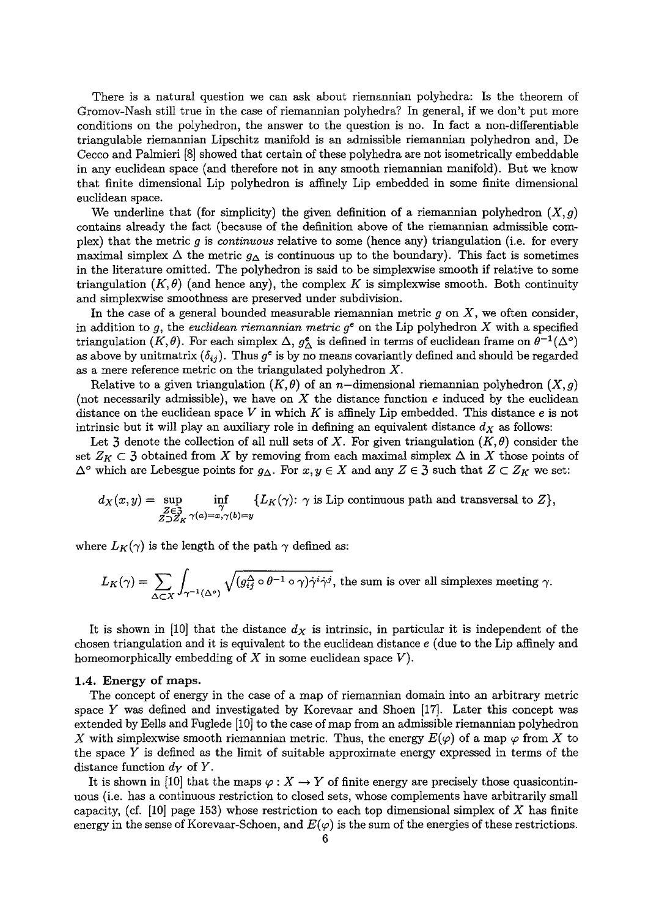There is a natural question we can ask about riemannian polyhedra: Is the theorem of Gromov-Nash still true in the case of riemannian polyhedra? In general, if we don't put more conditions on the polyhedron, the answer to the question is no. In fact a non-differentiable triangulable riemannian Lipschitz manifold is an admissible riemannian polyhedron and, De Cecco and Palmieri [8] showed that certain of these polyhedra are not isometrically embeddable in any euclidean space (and therefore not in any smooth riemannian manifold). But we know that finite dimensional Lip polyhedron is affinely Lip embedded in some finite dimensional euclidean space.

We underline that (for simplicity) the given definition of a riemannian polyhedron $(X, g)$ contains already the fact (because of the definition above of the riemannian admissible complex) that the metric $g$ is *continuous* relative to some (hence any) triangulation (i.e. for every maximal simplex $\Delta$ the metric $g_\Delta$ is continuous up to the boundary). This fact is sometimes in the literature omitted. The polyhedron is said to be simplexwise smooth if relative to some triangulation $(K, \theta)$ (and hence any), the complex $K$ is simplexwise smooth. Both continuity and simplexwise smoothness are preserved under subdivision.

In the case of a general bounded measurable riemannian metric $g$ on $X$, we often consider, in addition to $g$, the *euclidean riemannian metric* $g^e$ on the Lip polyhedron $X$ with a specified triangulation $(K, \theta)$. For each simplex $\Delta$, $g^e_\Delta$ is defined in terms of euclidean frame on $\theta^{-1}(\Delta^o)$ as above by unitmatrix $(\delta_{ij})$. Thus $g^e$ is by no means covariantly defined and should be regarded as a mere reference metric on the triangulated polyhedron $X$.

Relative to a given triangulation $(K, \theta)$ of an $n-$dimensional riemannian polyhedron $(X, g)$ (not necessarily admissible), we have on $X$ the distance function $e$ induced by the euclidean distance on the euclidean space $V$ in which $K$ is affinely Lip embedded. This distance $e$ is not intrinsic but it will play an auxiliary role in defining an equivalent distance $d_X$ as follows:

Let $\mathfrak{Z}$ denote the collection of all null sets of $X$. For given triangulation $(K, \theta)$ consider the set $Z_K \subset \mathfrak{Z}$ obtained from $X$ by removing from each maximal simplex $\Delta$ in $X$ those points of $\Delta^o$ which are Lebesgue points for $g_\Delta$. For $x, y \in X$ and any $Z \in \mathfrak{Z}$ such that $Z \subset Z_K$ we set:

$$d_X(x,y) = \sup_{\substack{Z \in \mathfrak{Z} \\ Z \supset Z_K}} \inf_{\substack{\gamma \\ \gamma(a)=x, \gamma(b)=y}} \{L_K(\gamma) \colon \gamma \text{ is Lip continuous path and transversal to } Z\},$$

where $L_K(\gamma)$ is the length of the path $\gamma$ defined as:

$$L_K(\gamma) = \sum_{\Delta \subset X} \int_{\gamma^{-1}(\Delta^o)} \sqrt{(g^\Delta_{ij} \circ \theta^{-1} \circ \gamma)\dot{\gamma}^i \dot{\gamma}^j}, \text{ the sum is over all simplexes meeting } \gamma.$$

It is shown in [10] that the distance $d_X$ is intrinsic, in particular it is independent of the chosen triangulation and it is equivalent to the euclidean distance $e$ (due to the Lip affinely and homeomorphically embedding of $X$ in some euclidean space $V$).

### 1.4. Energy of maps.

The concept of energy in the case of a map of riemannian domain into an arbitrary metric space $Y$ was defined and investigated by Korevaar and Shoen [17]. Later this concept was extended by Eells and Fuglede [10] to the case of map from an admissible riemannian polyhedron $X$ with simplexwise smooth riemannian metric. Thus, the energy $E(\varphi)$ of a map $\varphi$ from $X$ to the space $Y$ is defined as the limit of suitable approximate energy expressed in terms of the distance function $d_Y$ of $Y$.

It is shown in [10] that the maps $\varphi : X \to Y$ of finite energy are precisely those quasicontinuous (i.e. has a continuous restriction to closed sets, whose complements have arbitrarily small capacity, (cf. [10] page 153) whose restriction to each top dimensional simplex of $X$ has finite energy in the sense of Korevaar-Schoen, and $E(\varphi)$ is the sum of the energies of these restrictions.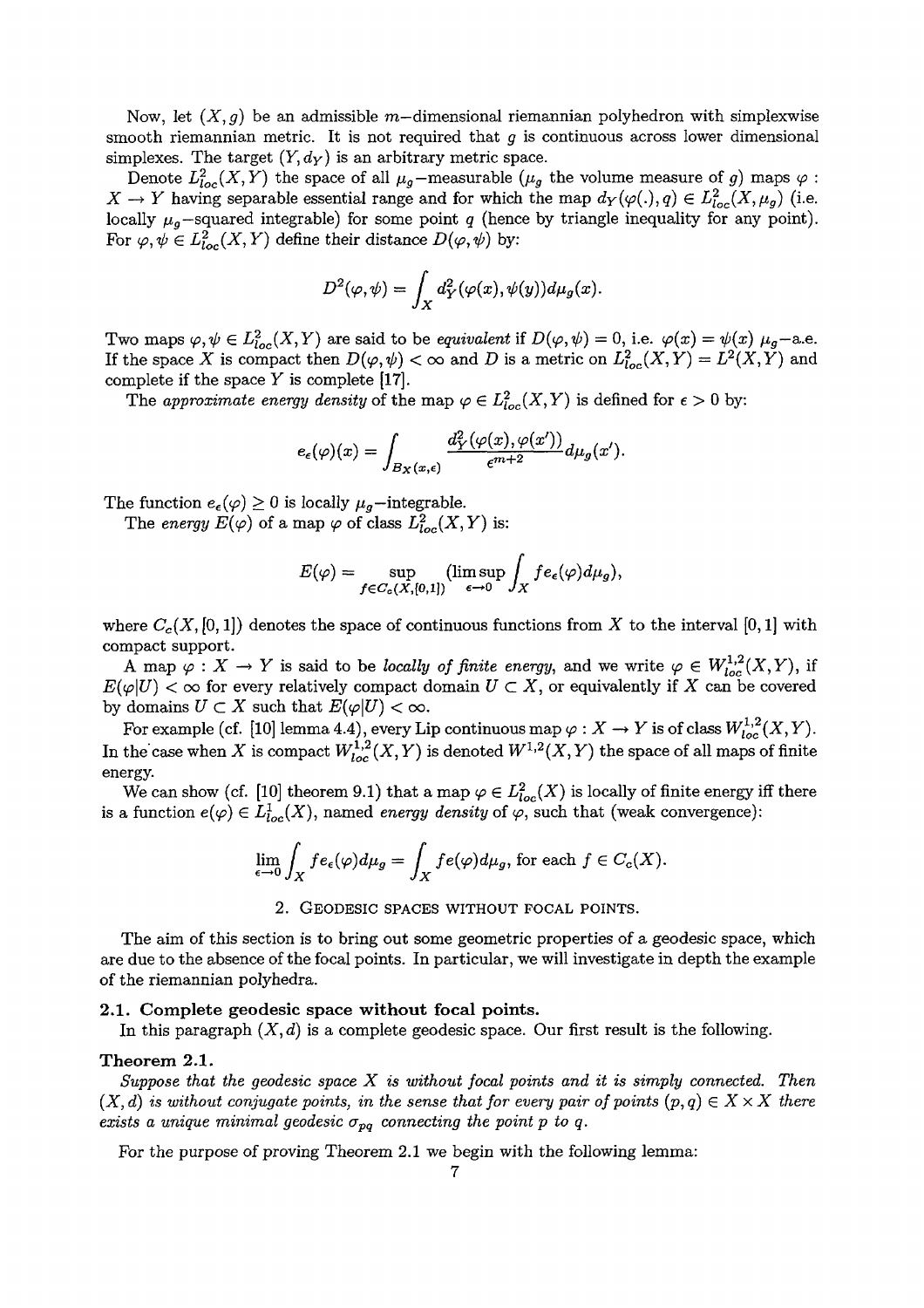Now, let $(X, g)$ be an admissible $m$−dimensional riemannian polyhedron with simplexwise smooth riemannian metric. It is not required that $g$ is continuous across lower dimensional simplexes. The target $(Y, d_Y)$ is an arbitrary metric space.

Denote $L^2_{loc}(X, Y)$ the space of all $\mu_g$−measurable ($\mu_g$ the volume measure of $g$) maps $\varphi : X \to Y$ having separable essential range and for which the map $d_Y(\varphi(.), q) \in L^2_{loc}(X, \mu_g)$ (i.e. locally $\mu_g$−squared integrable) for some point $q$ (hence by triangle inequality for any point). For $\varphi, \psi \in L^2_{loc}(X, Y)$ define their distance $D(\varphi, \psi)$ by:

$$D^2(\varphi, \psi) = \int_X d_Y^2(\varphi(x), \psi(y)) d\mu_g(x).$$

Two maps $\varphi, \psi \in L^2_{loc}(X, Y)$ are said to be *equivalent* if $D(\varphi, \psi) = 0$, i.e. $\varphi(x) = \psi(x)$ $\mu_g$−a.e. If the space $X$ is compact then $D(\varphi, \psi) < \infty$ and $D$ is a metric on $L^2_{loc}(X, Y) = L^2(X, Y)$ and complete if the space $Y$ is complete [17].

The *approximate energy density* of the map $\varphi \in L^2_{loc}(X, Y)$ is defined for $\epsilon > 0$ by:

$$e_\epsilon(\varphi)(x) = \int_{B_X(x,\epsilon)} \frac{d_Y^2(\varphi(x), \varphi(x'))}{\epsilon^{m+2}} d\mu_g(x').$$

The function $e_\epsilon(\varphi) \geq 0$ is locally $\mu_g$−integrable.

The *energy* $E(\varphi)$ of a map $\varphi$ of class $L^2_{loc}(X, Y)$ is:

$$E(\varphi) = \sup_{f \in C_c(X,[0,1])} (\limsup_{\epsilon \to 0} \int_X f e_\epsilon(\varphi) d\mu_g),$$

where $C_c(X, [0, 1])$ denotes the space of continuous functions from $X$ to the interval $[0, 1]$ with compact support.

A map $\varphi : X \to Y$ is said to be *locally of finite energy*, and we write $\varphi \in W^{1,2}_{loc}(X, Y)$, if $E(\varphi|U) < \infty$ for every relatively compact domain $U \subset X$, or equivalently if $X$ can be covered by domains $U \subset X$ such that $E(\varphi|U) < \infty$.

For example (cf. [10] lemma 4.4), every Lip continuous map $\varphi : X \to Y$ is of class $W^{1,2}_{loc}(X, Y)$. In the case when $X$ is compact $W^{1,2}_{loc}(X, Y)$ is denoted $W^{1,2}(X, Y)$ the space of all maps of finite energy.

We can show (cf. [10] theorem 9.1) that a map $\varphi \in L^2_{loc}(X)$ is locally of finite energy iff there is a function $e(\varphi) \in L^1_{loc}(X)$, named *energy density* of $\varphi$, such that (weak convergence):

$$\lim_{\epsilon \to 0} \int_X f e_\epsilon(\varphi) d\mu_g = \int_X f e(\varphi) d\mu_g, \text{ for each } f \in C_c(X).$$

## 2. Geodesic spaces without focal points.

The aim of this section is to bring out some geometric properties of a geodesic space, which are due to the absence of the focal points. In particular, we will investigate in depth the example of the riemannian polyhedra.

### 2.1. Complete geodesic space without focal points.

In this paragraph $(X, d)$ is a complete geodesic space. Our first result is the following.

**Theorem 2.1.**

*Suppose that the geodesic space $X$ is without focal points and it is simply connected. Then $(X, d)$ is without conjugate points, in the sense that for every pair of points $(p, q) \in X \times X$ there exists a unique minimal geodesic $\sigma_{pq}$ connecting the point $p$ to $q$.*

For the purpose of proving Theorem 2.1 we begin with the following lemma: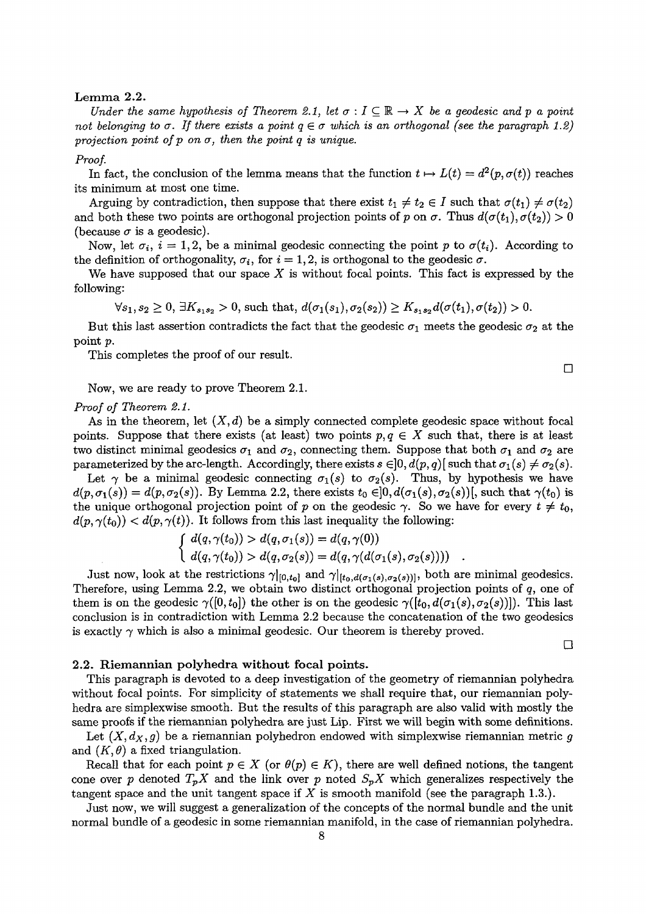**Lemma 2.2.**

*Under the same hypothesis of Theorem 2.1, let $\sigma : I \subseteq \mathbb{R} \to X$ be a geodesic and $p$ a point not belonging to $\sigma$. If there exists a point $q \in \sigma$ which is an orthogonal (see the paragraph 1.2) projection point of $p$ on $\sigma$, then the point $q$ is unique.*

*Proof.*

In fact, the conclusion of the lemma means that the function $t \mapsto L(t) = d^2(p, \sigma(t))$ reaches its minimum at most one time.

Arguing by contradiction, then suppose that there exist $t_1 \neq t_2 \in I$ such that $\sigma(t_1) \neq \sigma(t_2)$ and both these two points are orthogonal projection points of $p$ on $\sigma$. Thus $d(\sigma(t_1), \sigma(t_2)) > 0$ (because $\sigma$ is a geodesic).

Now, let $\sigma_i$, $i = 1, 2$, be a minimal geodesic connecting the point $p$ to $\sigma(t_i)$. According to the definition of orthogonality, $\sigma_i$, for $i = 1, 2$, is orthogonal to the geodesic $\sigma$.

We have supposed that our space $X$ is without focal points. This fact is expressed by the following:

$$\forall s_1, s_2 \geq 0,\ \exists K_{s_1 s_2} > 0, \text{ such that, } d(\sigma_1(s_1), \sigma_2(s_2)) \geq K_{s_1 s_2} d(\sigma(t_1), \sigma(t_2)) > 0.$$

But this last assertion contradicts the fact that the geodesic $\sigma_1$ meets the geodesic $\sigma_2$ at the point $p$.

This completes the proof of our result.

□

Now, we are ready to prove Theorem 2.1.

*Proof of Theorem 2.1.*

As in the theorem, let $(X, d)$ be a simply connected complete geodesic space without focal points. Suppose that there exists (at least) two points $p, q \in X$ such that, there is at least two distinct minimal geodesics $\sigma_1$ and $\sigma_2$, connecting them. Suppose that both $\sigma_1$ and $\sigma_2$ are parameterized by the arc-length. Accordingly, there exists $s \in ]0, d(p, q)[$ such that $\sigma_1(s) \neq \sigma_2(s)$.

Let $\gamma$ be a minimal geodesic connecting $\sigma_1(s)$ to $\sigma_2(s)$. Thus, by hypothesis we have $d(p, \sigma_1(s)) = d(p, \sigma_2(s))$. By Lemma 2.2, there exists $t_0 \in ]0, d(\sigma_1(s), \sigma_2(s))[$, such that $\gamma(t_0)$ is the unique orthogonal projection point of $p$ on the geodesic $\gamma$. So we have for every $t \neq t_0$, $d(p, \gamma(t_0)) < d(p, \gamma(t))$. It follows from this last inequality the following:

$$\begin{cases} d(q, \gamma(t_0)) > d(q, \sigma_1(s)) = d(q, \gamma(0)) \\ d(q, \gamma(t_0)) > d(q, \sigma_2(s)) = d(q, \gamma(d(\sigma_1(s), \sigma_2(s)))) \end{cases}.$$

Just now, look at the restrictions $\gamma|_{[0,t_0]}$ and $\gamma|_{[t_0, d(\sigma_1(s), \sigma_2(s))]}$, both are minimal geodesics. Therefore, using Lemma 2.2, we obtain two distinct orthogonal projection points of $q$, one of them is on the geodesic $\gamma([0, t_0])$ the other is on the geodesic $\gamma([t_0, d(\sigma_1(s), \sigma_2(s))])$. This last conclusion is in contradiction with Lemma 2.2 because the concatenation of the two geodesics is exactly $\gamma$ which is also a minimal geodesic. Our theorem is thereby proved.

□

### 2.2. Riemannian polyhedra without focal points.

This paragraph is devoted to a deep investigation of the geometry of riemannian polyhedra without focal points. For simplicity of statements we shall require that, our riemannian polyhedra are simplexwise smooth. But the results of this paragraph are also valid with mostly the same proofs if the riemannian polyhedra are just Lip. First we will begin with some definitions.

Let $(X, d_X, g)$ be a riemannian polyhedron endowed with simplexwise riemannian metric $g$ and $(K, \theta)$ a fixed triangulation.

Recall that for each point $p \in X$ (or $\theta(p) \in K$), there are well defined notions, the tangent cone over $p$ denoted $T_pX$ and the link over $p$ noted $S_pX$ which generalizes respectively the tangent space and the unit tangent space if $X$ is smooth manifold (see the paragraph 1.3.).

Just now, we will suggest a generalization of the concepts of the normal bundle and the unit normal bundle of a geodesic in some riemannian manifold, in the case of riemannian polyhedra.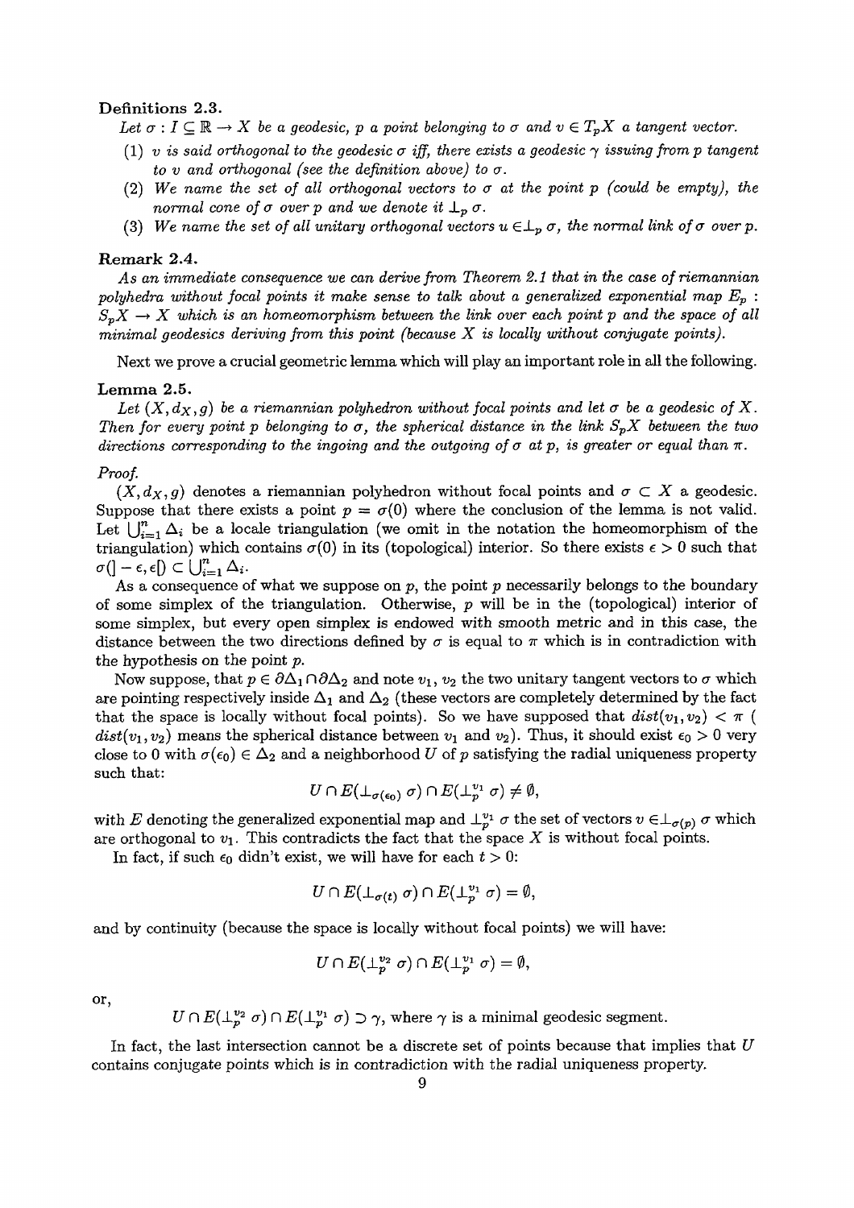**Definitions 2.3.**

*Let $\sigma : I \subseteq \mathbb{R} \to X$ be a geodesic, $p$ a point belonging to $\sigma$ and $v \in T_pX$ a tangent vector.*

1. *$v$ is said orthogonal to the geodesic $\sigma$ iff, there exists a geodesic $\gamma$ issuing from $p$ tangent to $v$ and orthogonal (see the definition above) to $\sigma$.*
2. *We name the set of all orthogonal vectors to $\sigma$ at the point $p$ (could be empty), the normal cone of $\sigma$ over $p$ and we denote it $\perp_p \sigma$.*
3. *We name the set of all unitary orthogonal vectors $u \in \perp_p \sigma$, the normal link of $\sigma$ over $p$.*

**Remark 2.4.**

*As an immediate consequence we can derive from Theorem 2.1 that in the case of riemannian polyhedra without focal points it make sense to talk about a generalized exponential map $E_p : S_pX \to X$ which is an homeomorphism between the link over each point $p$ and the space of all minimal geodesics deriving from this point (because $X$ is locally without conjugate points).*

Next we prove a crucial geometric lemma which will play an important role in all the following.

**Lemma 2.5.**

*Let $(X, d_X, g)$ be a riemannian polyhedron without focal points and let $\sigma$ be a geodesic of $X$. Then for every point $p$ belonging to $\sigma$, the spherical distance in the link $S_pX$ between the two directions corresponding to the ingoing and the outgoing of $\sigma$ at $p$, is greater or equal than $\pi$.*

*Proof.*

$(X, d_X, g)$ denotes a riemannian polyhedron without focal points and $\sigma \subset X$ a geodesic. Suppose that there exists a point $p = \sigma(0)$ where the conclusion of the lemma is not valid. Let $\bigcup_{i=1}^{n} \Delta_i$ be a locale triangulation (we omit in the notation the homeomorphism of the triangulation) which contains $\sigma(0)$ in its (topological) interior. So there exists $\epsilon > 0$ such that $\sigma(]-\epsilon, \epsilon[) \subset \bigcup_{i=1}^{n} \Delta_i$.

As a consequence of what we suppose on $p$, the point $p$ necessarily belongs to the boundary of some simplex of the triangulation. Otherwise, $p$ will be in the (topological) interior of some simplex, but every open simplex is endowed with smooth metric and in this case, the distance between the two directions defined by $\sigma$ is equal to $\pi$ which is in contradiction with the hypothesis on the point $p$.

Now suppose, that $p \in \partial\Delta_1 \cap \partial\Delta_2$ and note $v_1$, $v_2$ the two unitary tangent vectors to $\sigma$ which are pointing respectively inside $\Delta_1$ and $\Delta_2$ (these vectors are completely determined by the fact that the space is locally without focal points). So we have supposed that $dist(v_1, v_2) < \pi$ ( $dist(v_1, v_2)$ means the spherical distance between $v_1$ and $v_2$). Thus, it should exist $\epsilon_0 > 0$ very close to 0 with $\sigma(\epsilon_0) \in \Delta_2$ and a neighborhood $U$ of $p$ satisfying the radial uniqueness property such that:

$$U \cap E(\perp_{\sigma(\epsilon_0)} \sigma) \cap E(\perp_p^{v_1} \sigma) \neq \emptyset,$$

with $E$ denoting the generalized exponential map and $\perp_p^{v_1} \sigma$ the set of vectors $v \in \perp_{\sigma(p)} \sigma$ which are orthogonal to $v_1$. This contradicts the fact that the space $X$ is without focal points.

In fact, if such $\epsilon_0$ didn't exist, we will have for each $t > 0$:

$$U \cap E(\perp_{\sigma(t)} \sigma) \cap E(\perp_p^{v_1} \sigma) = \emptyset,$$

and by continuity (because the space is locally without focal points) we will have:

$$U \cap E(\perp_p^{v_2} \sigma) \cap E(\perp_p^{v_1} \sigma) = \emptyset,$$

or,

$$U \cap E(\perp_p^{v_2} \sigma) \cap E(\perp_p^{v_1} \sigma) \supset \gamma, \text{ where } \gamma \text{ is a minimal geodesic segment.}$$

In fact, the last intersection cannot be a discrete set of points because that implies that $U$ contains conjugate points which is in contradiction with the radial uniqueness property.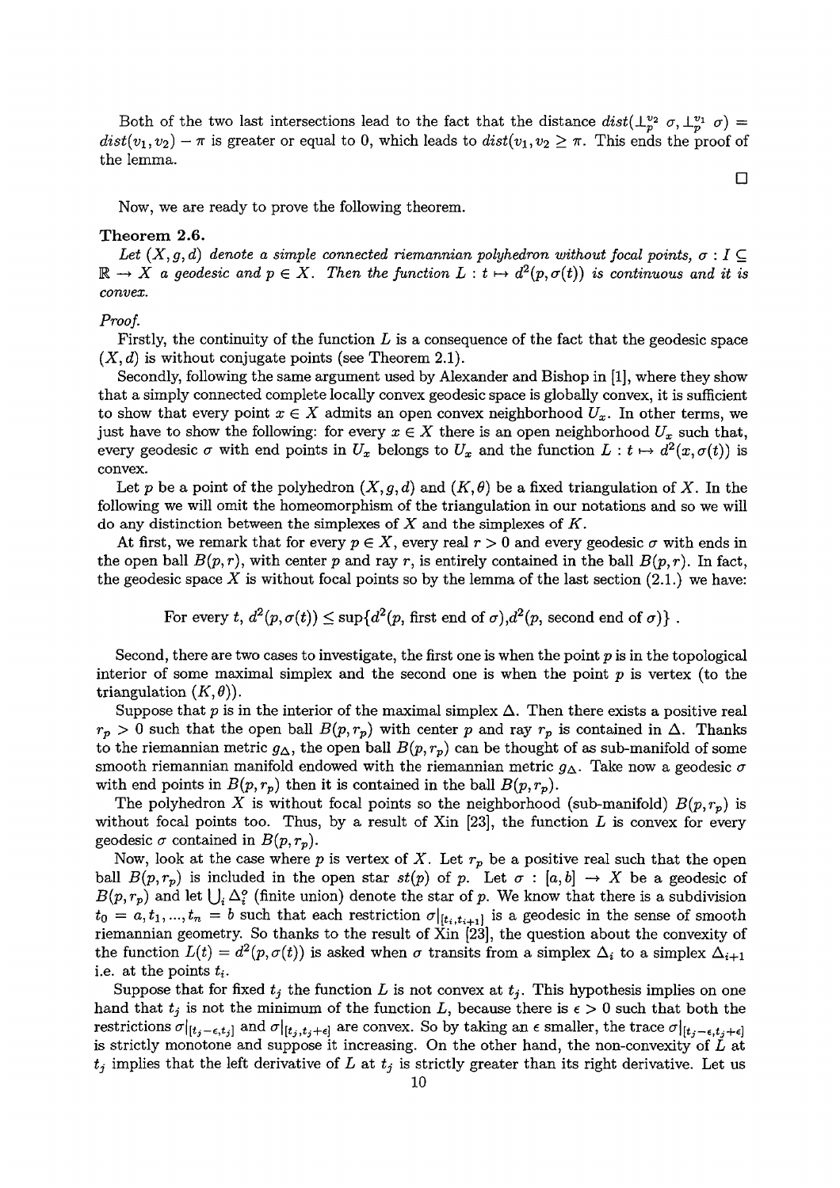Both of the two last intersections lead to the fact that the distance $dist(\perp_p^{v_2} \sigma, \perp_p^{v_1} \sigma) = dist(v_1, v_2) - \pi$ is greater or equal to 0, which leads to $dist(v_1, v_2 \geq \pi$. This ends the proof of the lemma.

□

Now, we are ready to prove the following theorem.

**Theorem 2.6.**

*Let $(X, g, d)$ denote a simple connected riemannian polyhedron without focal points, $\sigma : I \subseteq \mathbb{R} \to X$ a geodesic and $p \in X$. Then the function $L : t \mapsto d^2(p, \sigma(t))$ is continuous and it is convex.*

*Proof.*

Firstly, the continuity of the function $L$ is a consequence of the fact that the geodesic space $(X, d)$ is without conjugate points (see Theorem 2.1).

Secondly, following the same argument used by Alexander and Bishop in [1], where they show that a simply connected complete locally convex geodesic space is globally convex, it is sufficient to show that every point $x \in X$ admits an open convex neighborhood $U_x$. In other terms, we just have to show the following: for every $x \in X$ there is an open neighborhood $U_x$ such that, every geodesic $\sigma$ with end points in $U_x$ belongs to $U_x$ and the function $L : t \mapsto d^2(x, \sigma(t))$ is convex.

Let $p$ be a point of the polyhedron $(X, g, d)$ and $(K, \theta)$ be a fixed triangulation of $X$. In the following we will omit the homeomorphism of the triangulation in our notations and so we will do any distinction between the simplexes of $X$ and the simplexes of $K$.

At first, we remark that for every $p \in X$, every real $r > 0$ and every geodesic $\sigma$ with ends in the open ball $B(p, r)$, with center $p$ and ray $r$, is entirely contained in the ball $B(p, r)$. In fact, the geodesic space $X$ is without focal points so by the lemma of the last section (2.1.) we have:

$$\text{For every } t,\ d^2(p, \sigma(t)) \leq \sup\{d^2(p, \text{first end of } \sigma), d^2(p, \text{second end of } \sigma)\}\ .$$

Second, there are two cases to investigate, the first one is when the point $p$ is in the topological interior of some maximal simplex and the second one is when the point $p$ is vertex (to the triangulation $(K, \theta)$).

Suppose that $p$ is in the interior of the maximal simplex $\Delta$. Then there exists a positive real $r_p > 0$ such that the open ball $B(p, r_p)$ with center $p$ and ray $r_p$ is contained in $\Delta$. Thanks to the riemannian metric $g_\Delta$, the open ball $B(p, r_p)$ can be thought of as sub-manifold of some smooth riemannian manifold endowed with the riemannian metric $g_\Delta$. Take now a geodesic $\sigma$ with end points in $B(p, r_p)$ then it is contained in the ball $B(p, r_p)$.

The polyhedron $X$ is without focal points so the neighborhood (sub-manifold) $B(p, r_p)$ is without focal points too. Thus, by a result of Xin [23], the function $L$ is convex for every geodesic $\sigma$ contained in $B(p, r_p)$.

Now, look at the case where $p$ is vertex of $X$. Let $r_p$ be a positive real such that the open ball $B(p, r_p)$ is included in the open star $st(p)$ of $p$. Let $\sigma : [a, b] \to X$ be a geodesic of $B(p, r_p)$ and let $\bigcup_i \Delta_i^\circ$ (finite union) denote the star of $p$. We know that there is a subdivision $t_0 = a, t_1, ..., t_n = b$ such that each restriction $\sigma|_{[t_i, t_{i+1}]}$ is a geodesic in the sense of smooth riemannian geometry. So thanks to the result of Xin [23], the question about the convexity of the function $L(t) = d^2(p, \sigma(t))$ is asked when $\sigma$ transits from a simplex $\Delta_i$ to a simplex $\Delta_{i+1}$ i.e. at the points $t_i$.

Suppose that for fixed $t_j$ the function $L$ is not convex at $t_j$. This hypothesis implies on one hand that $t_j$ is not the minimum of the function $L$, because there is $\epsilon > 0$ such that both the restrictions $\sigma|_{[t_j - \epsilon, t_j]}$ and $\sigma|_{[t_j, t_j + \epsilon]}$ are convex. So by taking an $\epsilon$ smaller, the trace $\sigma|_{[t_j - \epsilon, t_j + \epsilon]}$ is strictly monotone and suppose it increasing. On the other hand, the non-convexity of $L$ at $t_j$ implies that the left derivative of $L$ at $t_j$ is strictly greater than its right derivative. Let us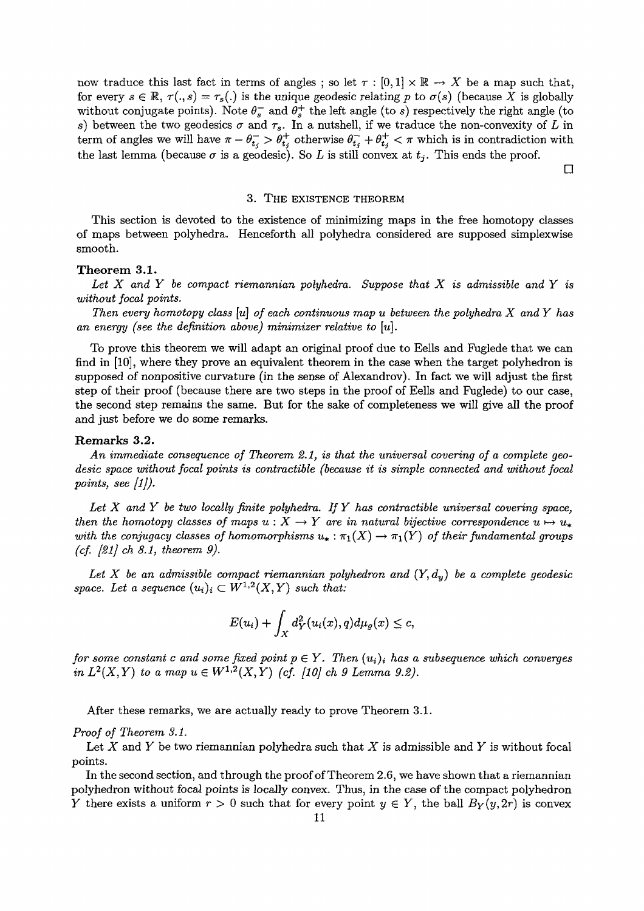now traduce this last fact in terms of angles ; so let $\tau : [0,1] \times \mathbb{R} \to X$ be a map such that, for every $s \in \mathbb{R}$, $\tau(.,s) = \tau_s(.)$ is the unique geodesic relating $p$ to $\sigma(s)$ (because $X$ is globally without conjugate points). Note $\theta_s^-$ and $\theta_s^+$ the left angle (to $s$) respectively the right angle (to $s$) between the two geodesics $\sigma$ and $\tau_s$. In a nutshell, if we traduce the non-convexity of $L$ in term of angles we will have $\pi - \theta_{t_j}^- > \theta_{t_j}^+$ otherwise $\theta_{t_j}^- + \theta_{t_j}^+ < \pi$ which is in contradiction with the last lemma (because $\sigma$ is a geodesic). So $L$ is still convex at $t_j$. This ends the proof.

□

## 3. The existence theorem

This section is devoted to the existence of minimizing maps in the free homotopy classes of maps between polyhedra. Henceforth all polyhedra considered are supposed simplexwise smooth.

**Theorem 3.1.**

*Let $X$ and $Y$ be compact riemannian polyhedra. Suppose that $X$ is admissible and $Y$ is without focal points.*

*Then every homotopy class $[u]$ of each continuous map $u$ between the polyhedra $X$ and $Y$ has an energy (see the definition above) minimizer relative to $[u]$.*

To prove this theorem we will adapt an original proof due to Eells and Fuglede that we can find in [10], where they prove an equivalent theorem in the case when the target polyhedron is supposed of nonpositive curvature (in the sense of Alexandrov). In fact we will adjust the first step of their proof (because there are two steps in the proof of Eells and Fuglede) to our case, the second step remains the same. But for the sake of completeness we will give all the proof and just before we do some remarks.

**Remarks 3.2.**

*An immediate consequence of Theorem 2.1, is that the universal covering of a complete geodesic space without focal points is contractible (because it is simple connected and without focal points, see [1]).*

*Let $X$ and $Y$ be two locally finite polyhedra. If $Y$ has contractible universal covering space, then the homotopy classes of maps $u : X \to Y$ are in natural bijective correspondence $u \mapsto u_*$ with the conjugacy classes of homomorphisms $u_* : \pi_1(X) \to \pi_1(Y)$ of their fundamental groups (cf. [21] ch 8.1, theorem 9).*

*Let $X$ be an admissible compact riemannian polyhedron and $(Y, d_y)$ be a complete geodesic space. Let a sequence $(u_i)_i \subset W^{1,2}(X,Y)$ such that:*

$$E(u_i) + \int_X d_Y^2(u_i(x), q) d\mu_g(x) \le c,$$

*for some constant $c$ and some fixed point $p \in Y$. Then $(u_i)_i$ has a subsequence which converges in $L^2(X,Y)$ to a map $u \in W^{1,2}(X,Y)$ (cf. [10] ch 9 Lemma 9.2).*

After these remarks, we are actually ready to prove Theorem 3.1.

*Proof of Theorem 3.1.*

Let $X$ and $Y$ be two riemannian polyhedra such that $X$ is admissible and $Y$ is without focal points.

In the second section, and through the proof of Theorem 2.6, we have shown that a riemannian polyhedron without focal points is locally convex. Thus, in the case of the compact polyhedron $Y$ there exists a uniform $r > 0$ such that for every point $y \in Y$, the ball $B_Y(y, 2r)$ is convex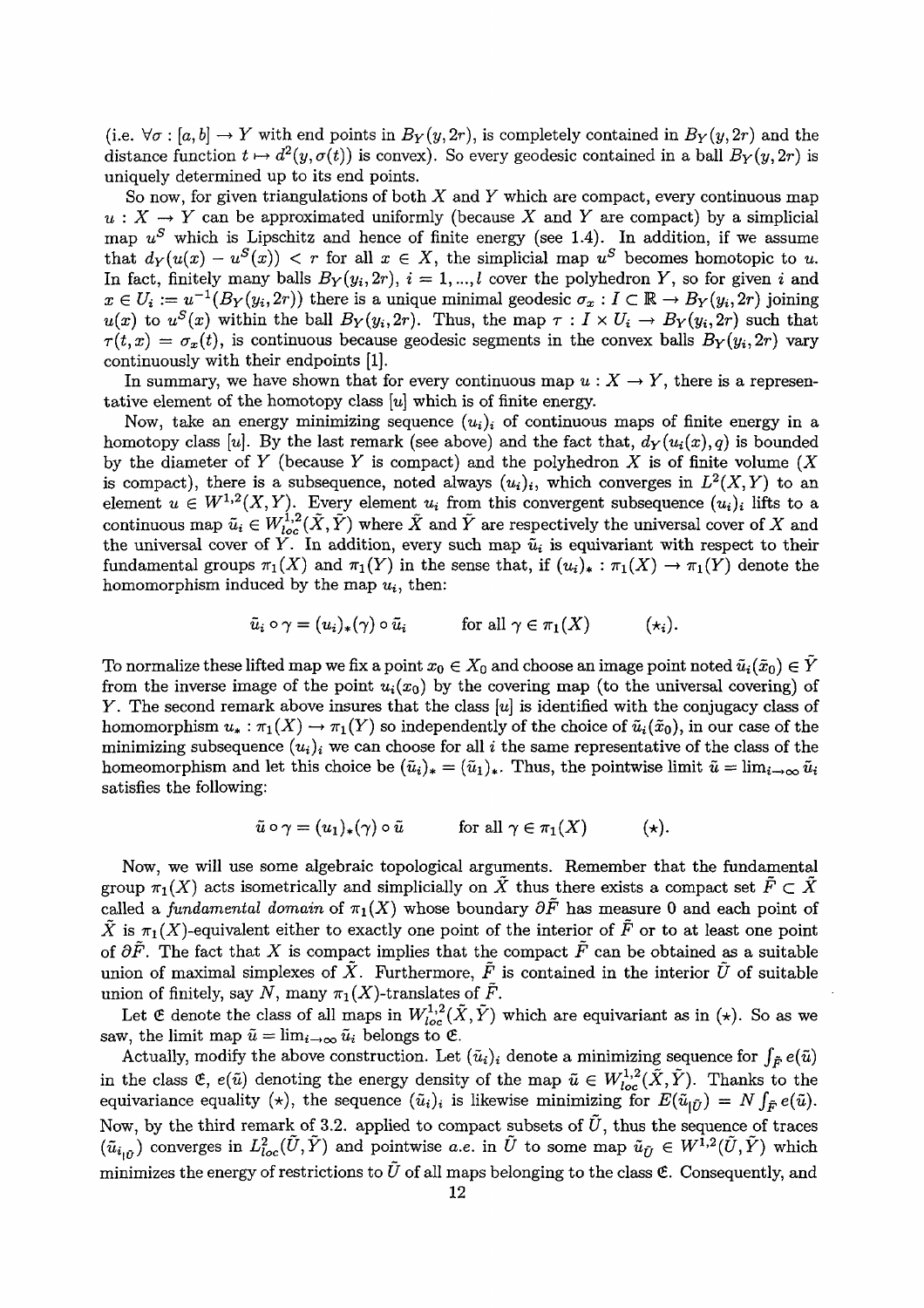(i.e. $\forall \sigma : [a, b] \to Y$ with end points in $B_Y(y, 2r)$, is completely contained in $B_Y(y, 2r)$ and the distance function $t \mapsto d^2(y, \sigma(t))$ is convex). So every geodesic contained in a ball $B_Y(y, 2r)$ is uniquely determined up to its end points.

So now, for given triangulations of both $X$ and $Y$ which are compact, every continuous map $u : X \to Y$ can be approximated uniformly (because $X$ and $Y$ are compact) by a simplicial map $u^S$ which is Lipschitz and hence of finite energy (see 1.4). In addition, if we assume that $d_Y(u(x) - u^S(x)) < r$ for all $x \in X$, the simplicial map $u^S$ becomes homotopic to $u$. In fact, finitely many balls $B_Y(y_i, 2r)$, $i = 1, ..., l$ cover the polyhedron $Y$, so for given $i$ and $x \in U_i := u^{-1}(B_Y(y_i, 2r))$ there is a unique minimal geodesic $\sigma_x : I \subset \mathbb{R} \to B_Y(y_i, 2r)$ joining $u(x)$ to $u^S(x)$ within the ball $B_Y(y_i, 2r)$. Thus, the map $\tau : I \times U_i \to B_Y(y_i, 2r)$ such that $\tau(t, x) = \sigma_x(t)$, is continuous because geodesic segments in the convex balls $B_Y(y_i, 2r)$ vary continuously with their endpoints [1].

In summary, we have shown that for every continuous map $u : X \to Y$, there is a representative element of the homotopy class $[u]$ which is of finite energy.

Now, take an energy minimizing sequence $(u_i)_i$ of continuous maps of finite energy in a homotopy class $[u]$. By the last remark (see above) and the fact that, $d_Y(u_i(x), q)$ is bounded by the diameter of $Y$ (because $Y$ is compact) and the polyhedron $X$ is of finite volume ($X$ is compact), there is a subsequence, noted always $(u_i)_i$, which converges in $L^2(X, Y)$ to an element $u \in W^{1,2}(X, Y)$. Every element $u_i$ from this convergent subsequence $(u_i)_i$ lifts to a continuous map $\tilde{u}_i \in W^{1,2}_{loc}(\tilde{X}, \tilde{Y})$ where $\tilde{X}$ and $\tilde{Y}$ are respectively the universal cover of $X$ and the universal cover of $Y$. In addition, every such map $\tilde{u}_i$ is equivariant with respect to their fundamental groups $\pi_1(X)$ and $\pi_1(Y)$ in the sense that, if $(u_i)_* : \pi_1(X) \to \pi_1(Y)$ denote the homomorphism induced by the map $u_i$, then:

$$\tilde{u}_i \circ \gamma = (u_i)_*(\gamma) \circ \tilde{u}_i \qquad \text{for all } \gamma \in \pi_1(X) \qquad (\star_i).$$

To normalize these lifted map we fix a point $x_0 \in X_0$ and choose an image point noted $\tilde{u}_i(\tilde{x}_0) \in \tilde{Y}$ from the inverse image of the point $u_i(x_0)$ by the covering map (to the universal covering) of $Y$. The second remark above insures that the class $[u]$ is identified with the conjugacy class of homomorphism $u_* : \pi_1(X) \to \pi_1(Y)$ so independently of the choice of $\tilde{u}_i(\tilde{x}_0)$, in our case of the minimizing subsequence $(u_i)_i$ we can choose for all $i$ the same representative of the class of the homeomorphism and let this choice be $(\tilde{u}_i)_* = (\tilde{u}_1)_*$. Thus, the pointwise limit $\tilde{u} = \lim_{i \to \infty} \tilde{u}_i$ satisfies the following:

$$\tilde{u} \circ \gamma = (u_1)_*(\gamma) \circ \tilde{u} \qquad \text{for all } \gamma \in \pi_1(X) \qquad (\star).$$

Now, we will use some algebraic topological arguments. Remember that the fundamental group $\pi_1(X)$ acts isometrically and simplicially on $\tilde{X}$ thus there exists a compact set $\tilde{F} \subset \tilde{X}$ called a *fundamental domain* of $\pi_1(X)$ whose boundary $\partial \tilde{F}$ has measure 0 and each point of $\tilde{X}$ is $\pi_1(X)$-equivalent either to exactly one point of the interior of $\tilde{F}$ or to at least one point of $\partial \tilde{F}$. The fact that $X$ is compact implies that the compact $\tilde{F}$ can be obtained as a suitable union of maximal simplexes of $\tilde{X}$. Furthermore, $\tilde{F}$ is contained in the interior $\tilde{U}$ of suitable union of finitely, say $N$, many $\pi_1(X)$-translates of $\tilde{F}$.

Let $\mathfrak{C}$ denote the class of all maps in $W^{1,2}_{loc}(\tilde{X}, \tilde{Y})$ which are equivariant as in $(\star)$. So as we saw, the limit map $\tilde{u} = \lim_{i \to \infty} \tilde{u}_i$ belongs to $\mathfrak{C}$.

Actually, modify the above construction. Let $(\tilde{u}_i)_i$ denote a minimizing sequence for $\int_{\tilde{F}} e(\tilde{u})$ in the class $\mathfrak{C}$, $e(\tilde{u})$ denoting the energy density of the map $\tilde{u} \in W^{1,2}_{loc}(\tilde{X}, \tilde{Y})$. Thanks to the equivariance equality $(\star)$, the sequence $(\tilde{u}_i)_i$ is likewise minimizing for $E(\tilde{u}_{|\tilde{U}}) = N \int_{\tilde{F}} e(\tilde{u})$. Now, by the third remark of 3.2. applied to compact subsets of $\tilde{U}$, thus the sequence of traces $(\tilde{u}_{i_{|\tilde{U}}})$ converges in $L^2_{loc}(\tilde{U}, \tilde{Y})$ and pointwise *a.e.* in $\tilde{U}$ to some map $\tilde{u}_{\tilde{U}} \in W^{1,2}(\tilde{U}, \tilde{Y})$ which minimizes the energy of restrictions to $\tilde{U}$ of all maps belonging to the class $\mathfrak{C}$. Consequently, and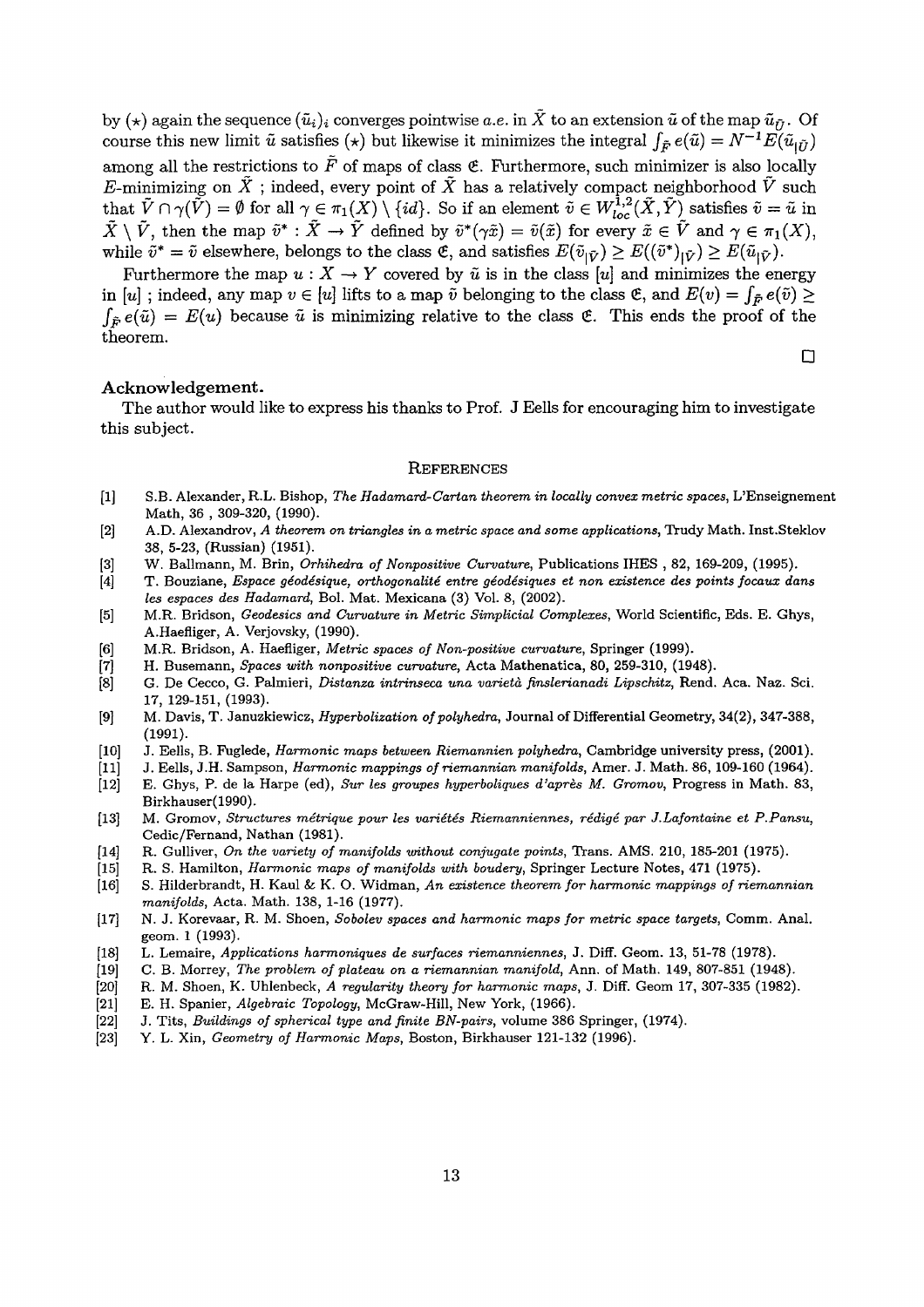by $(\star)$ again the sequence $(\tilde{u}_i)_i$ converges pointwise *a.e.* in $\tilde{X}$ to an extension $\tilde{u}$ of the map $\tilde{u}_{\tilde{U}}$. Of course this new limit $\tilde{u}$ satisfies $(\star)$ but likewise it minimizes the integral $\int_{\tilde{F}} e(\tilde{u}) = N^{-1}E(\tilde{u}_{|\tilde{U}})$ among all the restrictions to $\tilde{F}$ of maps of class $\mathfrak{C}$. Furthermore, such minimizer is also locally $E$-minimizing on $\tilde{X}$ ; indeed, every point of $\tilde{X}$ has a relatively compact neighborhood $\tilde{V}$ such that $\tilde{V} \cap \gamma(\tilde{V}) = \emptyset$ for all $\gamma \in \pi_1(X) \setminus \{id\}$. So if an element $\tilde{v} \in W^{1,2}_{loc}(\tilde{X}, \tilde{Y})$ satisfies $\tilde{v} = \tilde{u}$ in $\tilde{X} \setminus \tilde{V}$, then the map $\tilde{v}^* : \tilde{X} \to \tilde{Y}$ defined by $\tilde{v}^*(\gamma\tilde{x}) = \tilde{v}(\tilde{x})$ for every $\tilde{x} \in \tilde{V}$ and $\gamma \in \pi_1(X)$, while $\tilde{v}^* = \tilde{v}$ elsewhere, belongs to the class $\mathfrak{C}$, and satisfies $E(\tilde{v}_{|\tilde{V}}) \geq E((\tilde{v}^*)_{|\tilde{V}}) \geq E(\tilde{u}_{|\tilde{V}})$.

Furthermore the map $u : X \to Y$ covered by $\tilde{u}$ is in the class $[u]$ and minimizes the energy in $[u]$ ; indeed, any map $v \in [u]$ lifts to a map $\tilde{v}$ belonging to the class $\mathfrak{C}$, and $E(v) = \int_{\tilde{F}} e(\tilde{v}) \geq \int_{\tilde{F}} e(\tilde{u}) = E(u)$ because $\tilde{u}$ is minimizing relative to the class $\mathfrak{C}$. This ends the proof of the theorem.

□

## Acknowledgement.

The author would like to express his thanks to Prof. J Eells for encouraging him to investigate this subject.

## References

[1] S.B. Alexander, R.L. Bishop, *The Hadamard-Cartan theorem in locally convex metric spaces*, L'Enseignement Math, 36 , 309-320, (1990).

[2] A.D. Alexandrov, *A theorem on triangles in a metric space and some applications*, Trudy Math. Inst.Steklov 38, 5-23, (Russian) (1951).

[3] W. Ballmann, M. Brin, *Orhihedra of Nonpositive Curvature*, Publications IHES , 82, 169-209, (1995).

[4] T. Bouziane, *Espace géodésique, orthogonalité entre géodésiques et non existence des points focaux dans les espaces des Hadamard*, Bol. Mat. Mexicana (3) Vol. 8, (2002).

[5] M.R. Bridson, *Geodesics and Curvature in Metric Simplicial Complexes*, World Scientific, Eds. E. Ghys, A.Haefliger, A. Verjovsky, (1990).

[6] M.R. Bridson, A. Haefliger, *Metric spaces of Non-positive curvature*, Springer (1999).

[7] H. Busemann, *Spaces with nonpositive curvature*, Acta Mathenatica, 80, 259-310, (1948).

[8] G. De Cecco, G. Palmieri, *Distanza intrinseca una varietà finslerianadi Lipschitz*, Rend. Aca. Naz. Sci. 17, 129-151, (1993).

[9] M. Davis, T. Januzkiewicz, *Hyperbolization of polyhedra*, Journal of Differential Geometry, 34(2), 347-388, (1991).

[10] J. Eells, B. Fuglede, *Harmonic maps between Riemannien polyhedra*, Cambridge university press, (2001).

[11] J. Eells, J.H. Sampson, *Harmonic mappings of riemannian manifolds*, Amer. J. Math. 86, 109-160 (1964).

[12] E. Ghys, P. de la Harpe (ed), *Sur les groupes hyperboliques d'après M. Gromov*, Progress in Math. 83, Birkhauser(1990).

[13] M. Gromov, *Structures métrique pour les variétés Riemanniennes, rédigé par J.Lafontaine et P.Pansu*, Cedic/Fernand, Nathan (1981).

[14] R. Gulliver, *On the variety of manifolds without conjugate points*, Trans. AMS. 210, 185-201 (1975).

[15] R. S. Hamilton, *Harmonic maps of manifolds with boudery*, Springer Lecture Notes, 471 (1975).

[16] S. Hilderbrandt, H. Kaul & K. O. Widman, *An existence theorem for harmonic mappings of riemannian manifolds*, Acta. Math. 138, 1-16 (1977).

[17] N. J. Korevaar, R. M. Shoen, *Sobolev spaces and harmonic maps for metric space targets*, Comm. Anal. geom. 1 (1993).

[18] L. Lemaire, *Applications harmoniques de surfaces riemanniennes*, J. Diff. Geom. 13, 51-78 (1978).

[19] C. B. Morrey, *The problem of plateau on a riemannian manifold*, Ann. of Math. 149, 807-851 (1948).

[20] R. M. Shoen, K. Uhlenbeck, *A regularity theory for harmonic maps*, J. Diff. Geom 17, 307-335 (1982).

[21] E. H. Spanier, *Algebraic Topology*, McGraw-Hill, New York, (1966).

[22] J. Tits, *Buildings of spherical type and finite BN-pairs*, volume 386 Springer, (1974).

[23] Y. L. Xin, *Geometry of Harmonic Maps*, Boston, Birkhauser 121-132 (1996).